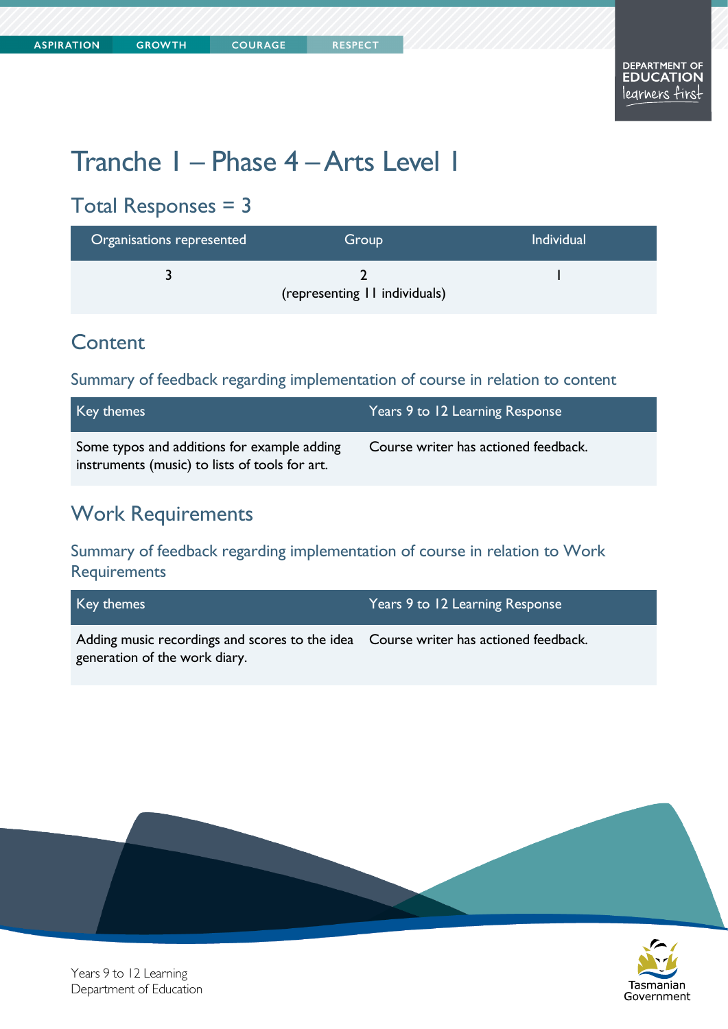# Tranche 1 – Phase 4 – Arts Level 1

## Total Responses = 3

| Organisations represented | Group | Individual |
|---|---|---|
| 3 | 2 (representing 11 individuals) | 1 |

## Content

### Summary of feedback regarding implementation of course in relation to content

| Key themes | Years 9 to 12 Learning Response |
|---|---|
| Some typos and additions for example adding instruments (music) to lists of tools for art. | Course writer has actioned feedback. |

## Work Requirements

### Summary of feedback regarding implementation of course in relation to Work Requirements

| Key themes | Years 9 to 12 Learning Response |
|---|---|
| Adding music recordings and scores to the idea generation of the work diary. | Course writer has actioned feedback. |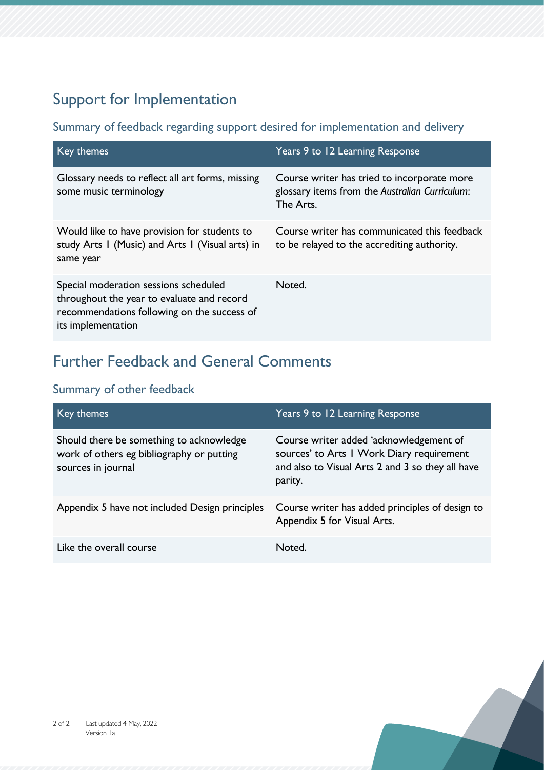## Support for Implementation

### Summary of feedback regarding support desired for implementation and delivery

| Key themes | Years 9 to 12 Learning Response |
| --- | --- |
| Glossary needs to reflect all art forms, missing some music terminology | Course writer has tried to incorporate more glossary items from the *Australian Curriculum*: The Arts. |
| Would like to have provision for students to study Arts 1 (Music) and Arts 1 (Visual arts) in same year | Course writer has communicated this feedback to be relayed to the accrediting authority. |
| Special moderation sessions scheduled throughout the year to evaluate and record recommendations following on the success of its implementation | Noted. |

## Further Feedback and General Comments

### Summary of other feedback

| Key themes | Years 9 to 12 Learning Response |
| --- | --- |
| Should there be something to acknowledge work of others eg bibliography or putting sources in journal | Course writer added 'acknowledgement of sources' to Arts 1 Work Diary requirement and also to Visual Arts 2 and 3 so they all have parity. |
| Appendix 5 have not included Design principles | Course writer has added principles of design to Appendix 5 for Visual Arts. |
| Like the overall course | Noted. |

Last updated 4 May, 2022
Version 1a